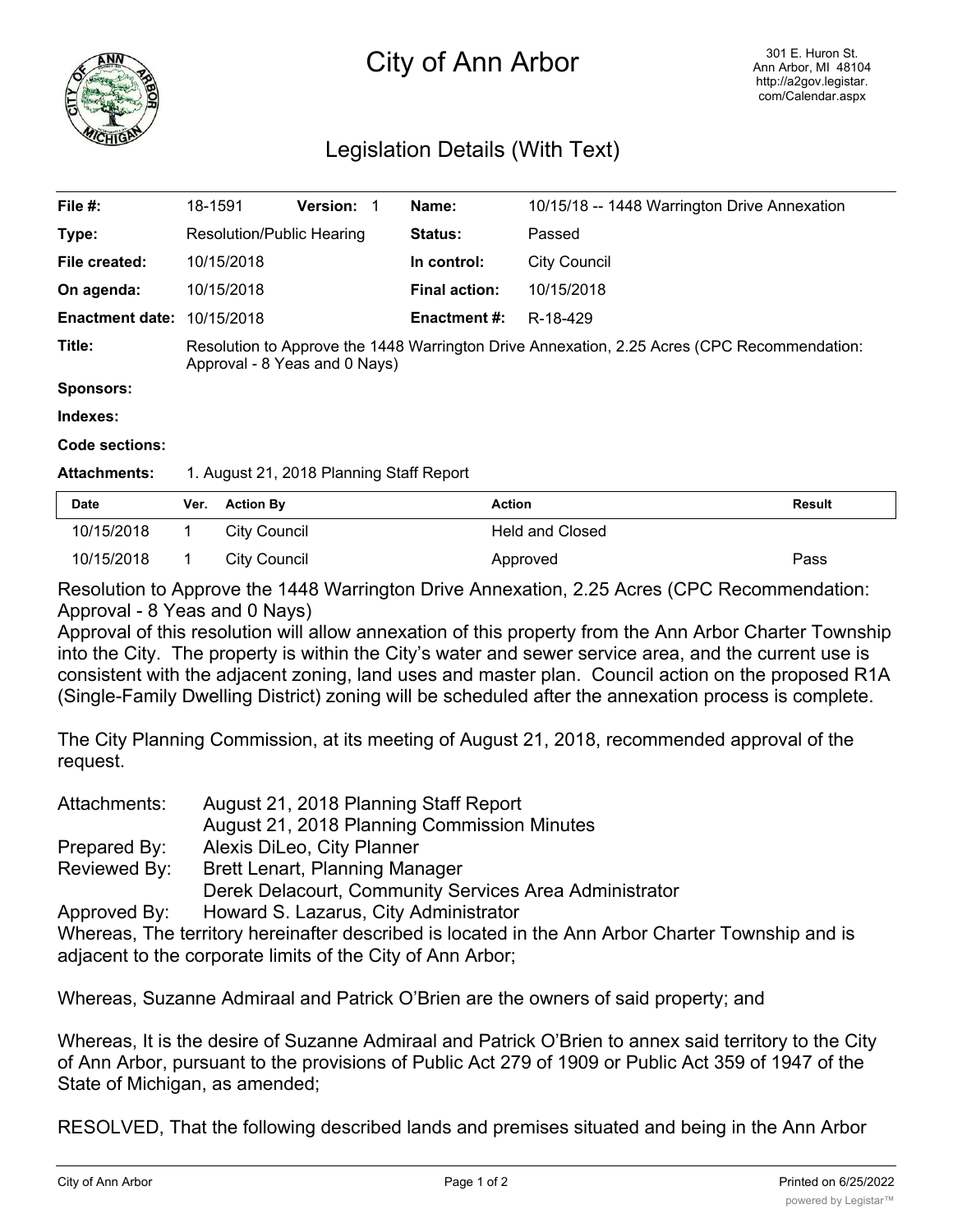# City of Ann Arbor

301 E. Huron St.
Ann Arbor, MI 48104
http://a2gov.legistar.com/Calendar.aspx

## Legislation Details (With Text)

| | | | |
|---|---|---|---|
| **File #:** | 18-1591 **Version:** 1 | **Name:** | 10/15/18 -- 1448 Warrington Drive Annexation |
| **Type:** | Resolution/Public Hearing | **Status:** | Passed |
| **File created:** | 10/15/2018 | **In control:** | City Council |
| **On agenda:** | 10/15/2018 | **Final action:** | 10/15/2018 |
| **Enactment date:** | 10/15/2018 | **Enactment #:** | R-18-429 |

**Title:** Resolution to Approve the 1448 Warrington Drive Annexation, 2.25 Acres (CPC Recommendation: Approval - 8 Yeas and 0 Nays)

**Sponsors:**

**Indexes:**

**Code sections:**

**Attachments:** 1. August 21, 2018 Planning Staff Report

| Date | Ver. | Action By | Action | Result |
|---|---|---|---|---|
| 10/15/2018 | 1 | City Council | Held and Closed | |
| 10/15/2018 | 1 | City Council | Approved | Pass |

Resolution to Approve the 1448 Warrington Drive Annexation, 2.25 Acres (CPC Recommendation: Approval - 8 Yeas and 0 Nays)

Approval of this resolution will allow annexation of this property from the Ann Arbor Charter Township into the City. The property is within the City's water and sewer service area, and the current use is consistent with the adjacent zoning, land uses and master plan. Council action on the proposed R1A (Single-Family Dwelling District) zoning will be scheduled after the annexation process is complete.

The City Planning Commission, at its meeting of August 21, 2018, recommended approval of the request.

Attachments: August 21, 2018 Planning Staff Report
August 21, 2018 Planning Commission Minutes

Prepared By: Alexis DiLeo, City Planner

Reviewed By: Brett Lenart, Planning Manager
Derek Delacourt, Community Services Area Administrator

Approved By: Howard S. Lazarus, City Administrator

Whereas, The territory hereinafter described is located in the Ann Arbor Charter Township and is adjacent to the corporate limits of the City of Ann Arbor;

Whereas, Suzanne Admiraal and Patrick O'Brien are the owners of said property; and

Whereas, It is the desire of Suzanne Admiraal and Patrick O'Brien to annex said territory to the City of Ann Arbor, pursuant to the provisions of Public Act 279 of 1909 or Public Act 359 of 1947 of the State of Michigan, as amended;

RESOLVED, That the following described lands and premises situated and being in the Ann Arbor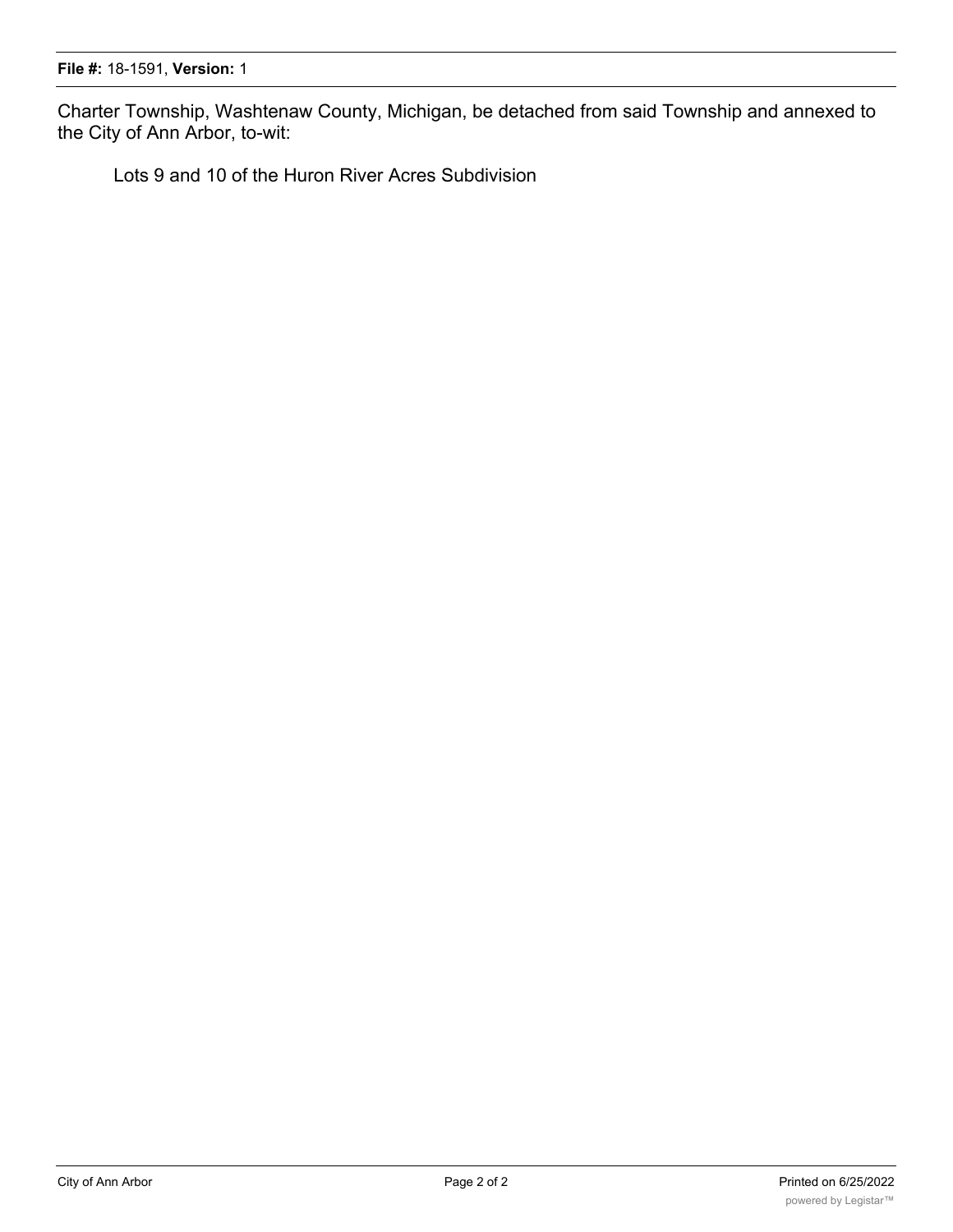Charter Township, Washtenaw County, Michigan, be detached from said Township and annexed to the City of Ann Arbor, to-wit:

Lots 9 and 10 of the Huron River Acres Subdivision